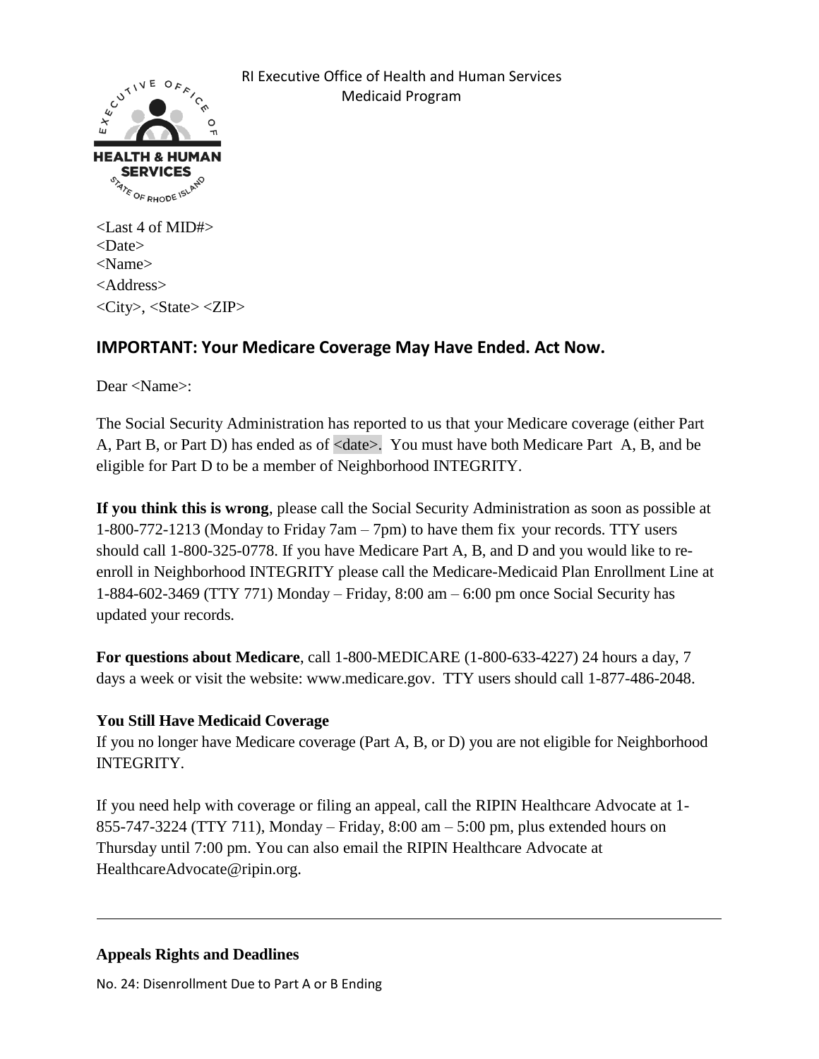RI Executive Office of Health and Human Services
Medicaid Program

<Last 4 of MID#>
<Date>
<Name>
<Address>
<City>, <State> <ZIP>

## IMPORTANT: Your Medicare Coverage May Have Ended. Act Now.

Dear <Name>:

The Social Security Administration has reported to us that your Medicare coverage (either Part A, Part B, or Part D) has ended as of <date>. You must have both Medicare Part A, B, and be eligible for Part D to be a member of Neighborhood INTEGRITY.

**If you think this is wrong**, please call the Social Security Administration as soon as possible at 1-800-772-1213 (Monday to Friday 7am – 7pm) to have them fix your records. TTY users should call 1-800-325-0778. If you have Medicare Part A, B, and D and you would like to re-enroll in Neighborhood INTEGRITY please call the Medicare-Medicaid Plan Enrollment Line at 1-884-602-3469 (TTY 771) Monday – Friday, 8:00 am – 6:00 pm once Social Security has updated your records.

**For questions about Medicare**, call 1-800-MEDICARE (1-800-633-4227) 24 hours a day, 7 days a week or visit the website: www.medicare.gov. TTY users should call 1-877-486-2048.

### You Still Have Medicaid Coverage

If you no longer have Medicare coverage (Part A, B, or D) you are not eligible for Neighborhood INTEGRITY.

If you need help with coverage or filing an appeal, call the RIPIN Healthcare Advocate at 1-855-747-3224 (TTY 711), Monday – Friday, 8:00 am – 5:00 pm, plus extended hours on Thursday until 7:00 pm. You can also email the RIPIN Healthcare Advocate at HealthcareAdvocate@ripin.org.

---

### Appeals Rights and Deadlines

No. 24: Disenrollment Due to Part A or B Ending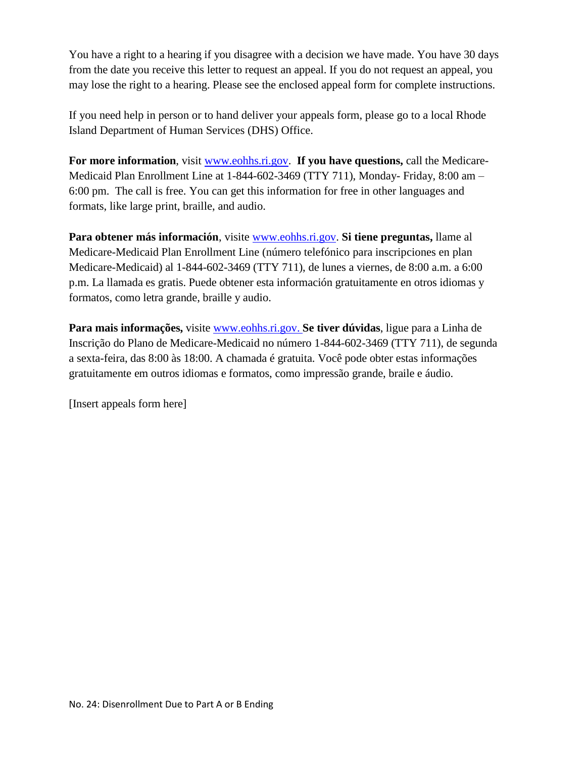You have a right to a hearing if you disagree with a decision we have made. You have 30 days from the date you receive this letter to request an appeal. If you do not request an appeal, you may lose the right to a hearing. Please see the enclosed appeal form for complete instructions.

If you need help in person or to hand deliver your appeals form, please go to a local Rhode Island Department of Human Services (DHS) Office.

**For more information**, visit www.eohhs.ri.gov. **If you have questions,** call the Medicare-Medicaid Plan Enrollment Line at 1-844-602-3469 (TTY 711), Monday- Friday, 8:00 am – 6:00 pm. The call is free. You can get this information for free in other languages and formats, like large print, braille, and audio.

**Para obtener más información**, visite www.eohhs.ri.gov. **Si tiene preguntas,** llame al Medicare-Medicaid Plan Enrollment Line (número telefónico para inscripciones en plan Medicare-Medicaid) al 1-844-602-3469 (TTY 711), de lunes a viernes, de 8:00 a.m. a 6:00 p.m. La llamada es gratis. Puede obtener esta información gratuitamente en otros idiomas y formatos, como letra grande, braille y audio.

**Para mais informações,** visite www.eohhs.ri.gov. **Se tiver dúvidas**, ligue para a Linha de Inscrição do Plano de Medicare-Medicaid no número 1-844-602-3469 (TTY 711), de segunda a sexta-feira, das 8:00 às 18:00. A chamada é gratuita. Você pode obter estas informações gratuitamente em outros idiomas e formatos, como impressão grande, braile e áudio.

[Insert appeals form here]